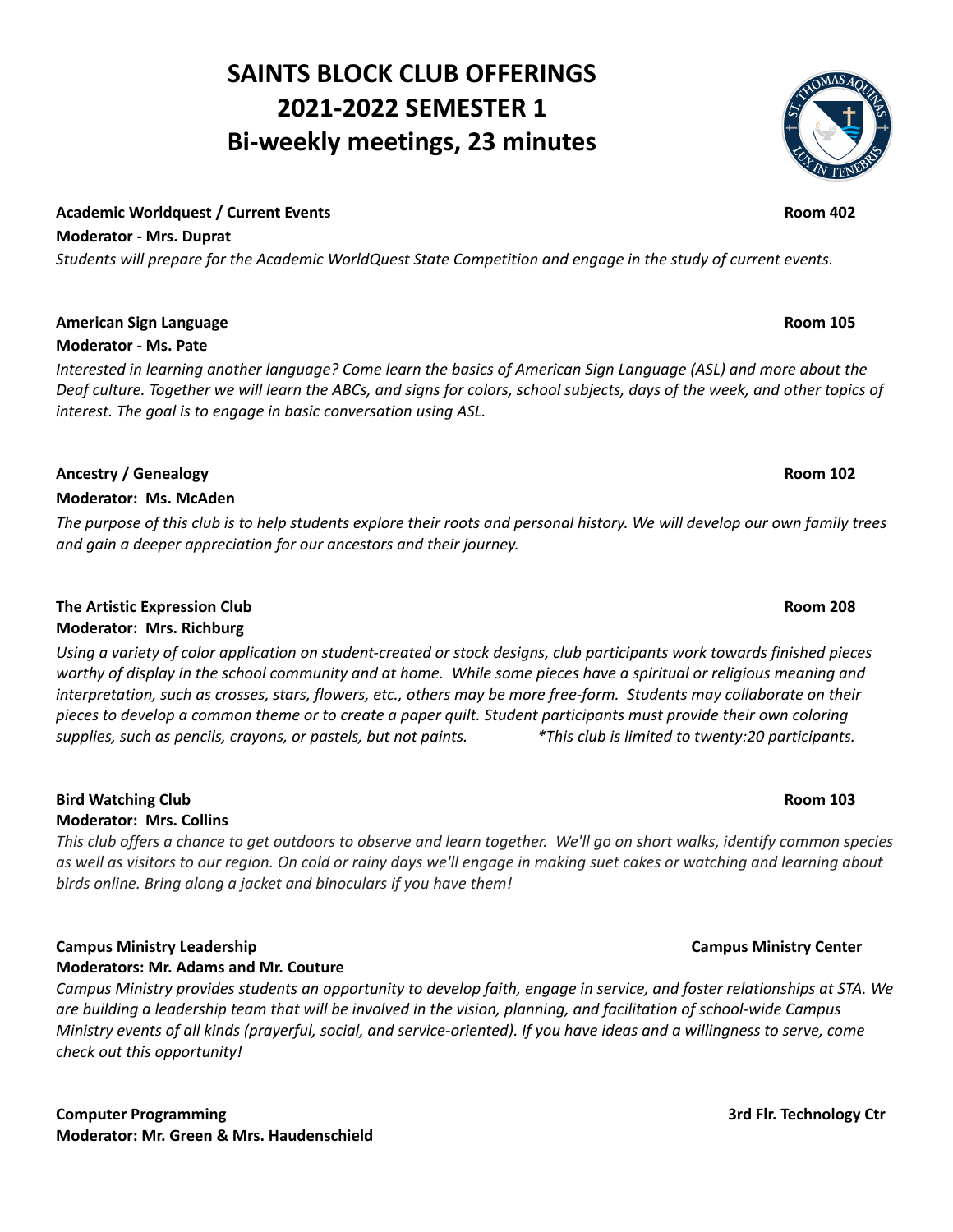# SAINTS BLOCK CLUB OFFERINGS
# 2021-2022 SEMESTER 1
# Bi-weekly meetings, 23 minutes

**Academic Worldquest / Current Events** **Room 402**
**Moderator - Mrs. Duprat**
*Students will prepare for the Academic WorldQuest State Competition and engage in the study of current events.*

**American Sign Language** **Room 105**
**Moderator - Ms. Pate**
*Interested in learning another language? Come learn the basics of American Sign Language (ASL) and more about the Deaf culture. Together we will learn the ABCs, and signs for colors, school subjects, days of the week, and other topics of interest. The goal is to engage in basic conversation using ASL.*

**Ancestry / Genealogy** **Room 102**
**Moderator: Ms. McAden**
*The purpose of this club is to help students explore their roots and personal history. We will develop our own family trees and gain a deeper appreciation for our ancestors and their journey.*

**The Artistic Expression Club** **Room 208**
**Moderator: Mrs. Richburg**
*Using a variety of color application on student-created or stock designs, club participants work towards finished pieces worthy of display in the school community and at home. While some pieces have a spiritual or religious meaning and interpretation, such as crosses, stars, flowers, etc., others may be more free-form. Students may collaborate on their pieces to develop a common theme or to create a paper quilt. Student participants must provide their own coloring supplies, such as pencils, crayons, or pastels, but not paints.* *\*This club is limited to twenty:20 participants.*

**Bird Watching Club** **Room 103**
**Moderator: Mrs. Collins**
*This club offers a chance to get outdoors to observe and learn together. We'll go on short walks, identify common species as well as visitors to our region. On cold or rainy days we'll engage in making suet cakes or watching and learning about birds online. Bring along a jacket and binoculars if you have them!*

**Campus Ministry Leadership** **Campus Ministry Center**
**Moderators: Mr. Adams and Mr. Couture**
*Campus Ministry provides students an opportunity to develop faith, engage in service, and foster relationships at STA. We are building a leadership team that will be involved in the vision, planning, and facilitation of school-wide Campus Ministry events of all kinds (prayerful, social, and service-oriented). If you have ideas and a willingness to serve, come check out this opportunity!*

**Computer Programming** **3rd Flr. Technology Ctr**
**Moderator: Mr. Green & Mrs. Haudenschield**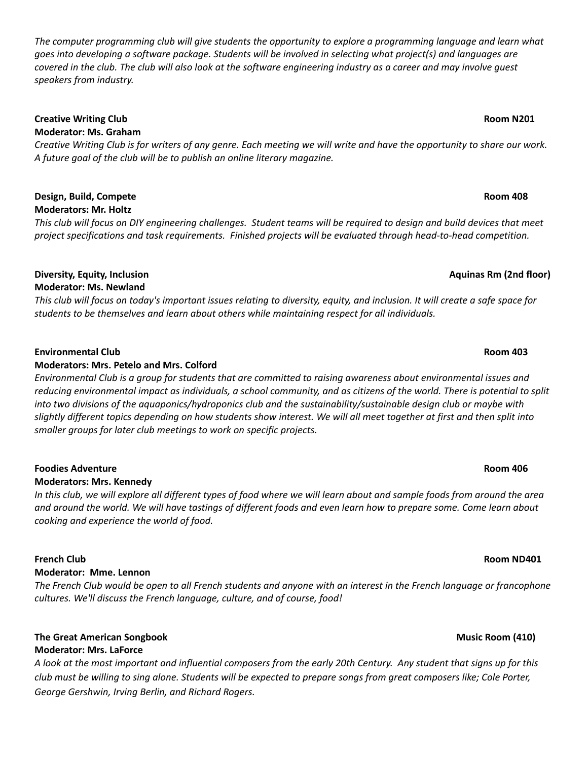*The computer programming club will give students the opportunity to explore a programming language and learn what goes into developing a software package. Students will be involved in selecting what project(s) and languages are covered in the club. The club will also look at the software engineering industry as a career and may involve guest speakers from industry.*

**Creative Writing Club** **Room N201**
**Moderator: Ms. Graham**
*Creative Writing Club is for writers of any genre. Each meeting we will write and have the opportunity to share our work. A future goal of the club will be to publish an online literary magazine.*

**Design, Build, Compete** **Room 408**
**Moderators: Mr. Holtz**
*This club will focus on DIY engineering challenges. Student teams will be required to design and build devices that meet project specifications and task requirements. Finished projects will be evaluated through head-to-head competition.*

**Diversity, Equity, Inclusion** **Aquinas Rm (2nd floor)**
**Moderator: Ms. Newland**
*This club will focus on today's important issues relating to diversity, equity, and inclusion. It will create a safe space for students to be themselves and learn about others while maintaining respect for all individuals.*

**Environmental Club** **Room 403**
**Moderators: Mrs. Petelo and Mrs. Colford**
*Environmental Club is a group for students that are committed to raising awareness about environmental issues and reducing environmental impact as individuals, a school community, and as citizens of the world. There is potential to split into two divisions of the aquaponics/hydroponics club and the sustainability/sustainable design club or maybe with slightly different topics depending on how students show interest. We will all meet together at first and then split into smaller groups for later club meetings to work on specific projects.*

**Foodies Adventure** **Room 406**
**Moderators: Mrs. Kennedy**
*In this club, we will explore all different types of food where we will learn about and sample foods from around the area and around the world. We will have tastings of different foods and even learn how to prepare some. Come learn about cooking and experience the world of food.*

**French Club** **Room ND401**
**Moderator: Mme. Lennon**
*The French Club would be open to all French students and anyone with an interest in the French language or francophone cultures. We'll discuss the French language, culture, and of course, food!*

**The Great American Songbook** **Music Room (410)**
**Moderator: Mrs. LaForce**
*A look at the most important and influential composers from the early 20th Century. Any student that signs up for this club must be willing to sing alone. Students will be expected to prepare songs from great composers like; Cole Porter, George Gershwin, Irving Berlin, and Richard Rogers.*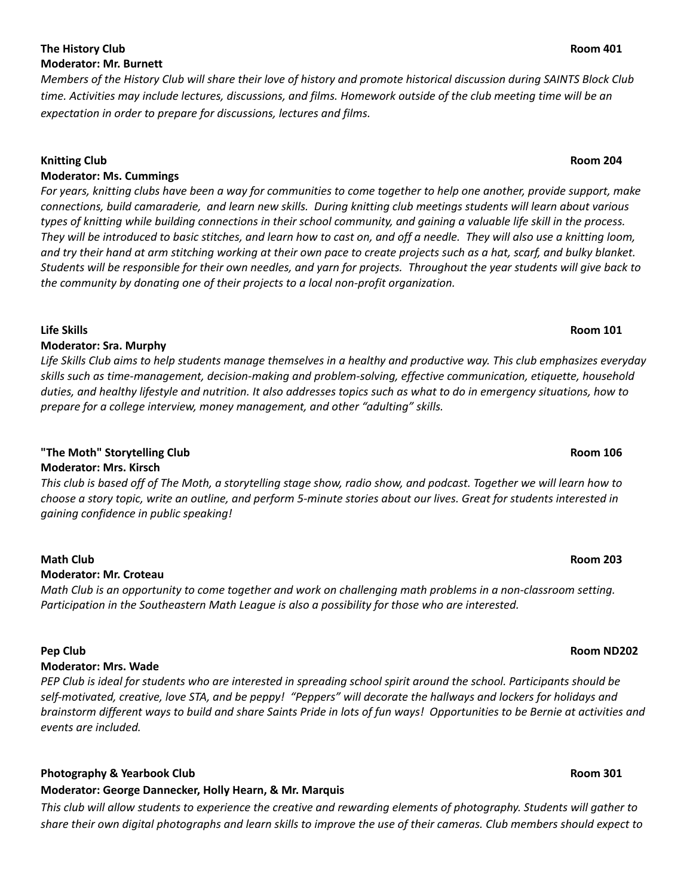**The History Club** **Room 401**

**Moderator: Mr. Burnett**

*Members of the History Club will share their love of history and promote historical discussion during SAINTS Block Club time. Activities may include lectures, discussions, and films. Homework outside of the club meeting time will be an expectation in order to prepare for discussions, lectures and films.*

**Knitting Club** **Room 204**

**Moderator: Ms. Cummings**

*For years, knitting clubs have been a way for communities to come together to help one another, provide support, make connections, build camaraderie, and learn new skills. During knitting club meetings students will learn about various types of knitting while building connections in their school community, and gaining a valuable life skill in the process. They will be introduced to basic stitches, and learn how to cast on, and off a needle. They will also use a knitting loom, and try their hand at arm stitching working at their own pace to create projects such as a hat, scarf, and bulky blanket. Students will be responsible for their own needles, and yarn for projects. Throughout the year students will give back to the community by donating one of their projects to a local non-profit organization.*

**Life Skills** **Room 101**

**Moderator: Sra. Murphy**

*Life Skills Club aims to help students manage themselves in a healthy and productive way. This club emphasizes everyday skills such as time-management, decision-making and problem-solving, effective communication, etiquette, household duties, and healthy lifestyle and nutrition. It also addresses topics such as what to do in emergency situations, how to prepare for a college interview, money management, and other "adulting" skills.*

**"The Moth" Storytelling Club** **Room 106**

**Moderator: Mrs. Kirsch**

*This club is based off of The Moth, a storytelling stage show, radio show, and podcast. Together we will learn how to choose a story topic, write an outline, and perform 5-minute stories about our lives. Great for students interested in gaining confidence in public speaking!*

**Math Club** **Room 203**

**Moderator: Mr. Croteau**

*Math Club is an opportunity to come together and work on challenging math problems in a non-classroom setting. Participation in the Southeastern Math League is also a possibility for those who are interested.*

**Pep Club** **Room ND202**

**Moderator: Mrs. Wade**

*PEP Club is ideal for students who are interested in spreading school spirit around the school. Participants should be self-motivated, creative, love STA, and be peppy! "Peppers" will decorate the hallways and lockers for holidays and brainstorm different ways to build and share Saints Pride in lots of fun ways! Opportunities to be Bernie at activities and events are included.*

**Photography & Yearbook Club** **Room 301**

**Moderator: George Dannecker, Holly Hearn, & Mr. Marquis**

*This club will allow students to experience the creative and rewarding elements of photography. Students will gather to share their own digital photographs and learn skills to improve the use of their cameras. Club members should expect to*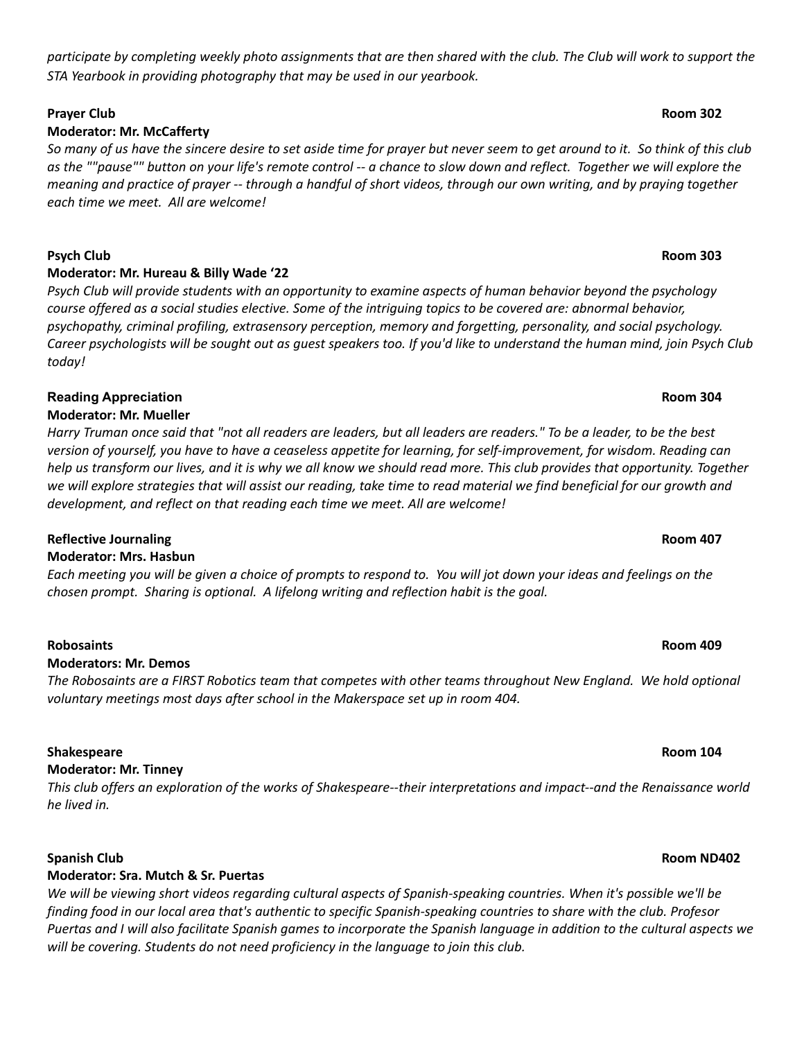*participate by completing weekly photo assignments that are then shared with the club. The Club will work to support the STA Yearbook in providing photography that may be used in our yearbook.*

**Prayer Club** **Room 302**
**Moderator: Mr. McCafferty**
*So many of us have the sincere desire to set aside time for prayer but never seem to get around to it. So think of this club as the ""pause"" button on your life's remote control -- a chance to slow down and reflect. Together we will explore the meaning and practice of prayer -- through a handful of short videos, through our own writing, and by praying together each time we meet. All are welcome!*

**Psych Club** **Room 303**
**Moderator: Mr. Hureau & Billy Wade '22**
*Psych Club will provide students with an opportunity to examine aspects of human behavior beyond the psychology course offered as a social studies elective. Some of the intriguing topics to be covered are: abnormal behavior, psychopathy, criminal profiling, extrasensory perception, memory and forgetting, personality, and social psychology. Career psychologists will be sought out as guest speakers too. If you'd like to understand the human mind, join Psych Club today!*

**Reading Appreciation** **Room 304**
**Moderator: Mr. Mueller**
*Harry Truman once said that "not all readers are leaders, but all leaders are readers." To be a leader, to be the best version of yourself, you have to have a ceaseless appetite for learning, for self-improvement, for wisdom. Reading can help us transform our lives, and it is why we all know we should read more. This club provides that opportunity. Together we will explore strategies that will assist our reading, take time to read material we find beneficial for our growth and development, and reflect on that reading each time we meet. All are welcome!*

**Reflective Journaling** **Room 407**
**Moderator: Mrs. Hasbun**
*Each meeting you will be given a choice of prompts to respond to. You will jot down your ideas and feelings on the chosen prompt. Sharing is optional. A lifelong writing and reflection habit is the goal.*

**Robosaints** **Room 409**
**Moderators: Mr. Demos**
*The Robosaints are a FIRST Robotics team that competes with other teams throughout New England. We hold optional voluntary meetings most days after school in the Makerspace set up in room 404.*

**Shakespeare** **Room 104**
**Moderator: Mr. Tinney**
*This club offers an exploration of the works of Shakespeare--their interpretations and impact--and the Renaissance world he lived in.*

**Spanish Club** **Room ND402**
**Moderator: Sra. Mutch & Sr. Puertas**
*We will be viewing short videos regarding cultural aspects of Spanish-speaking countries. When it's possible we'll be finding food in our local area that's authentic to specific Spanish-speaking countries to share with the club. Profesor Puertas and I will also facilitate Spanish games to incorporate the Spanish language in addition to the cultural aspects we will be covering. Students do not need proficiency in the language to join this club.*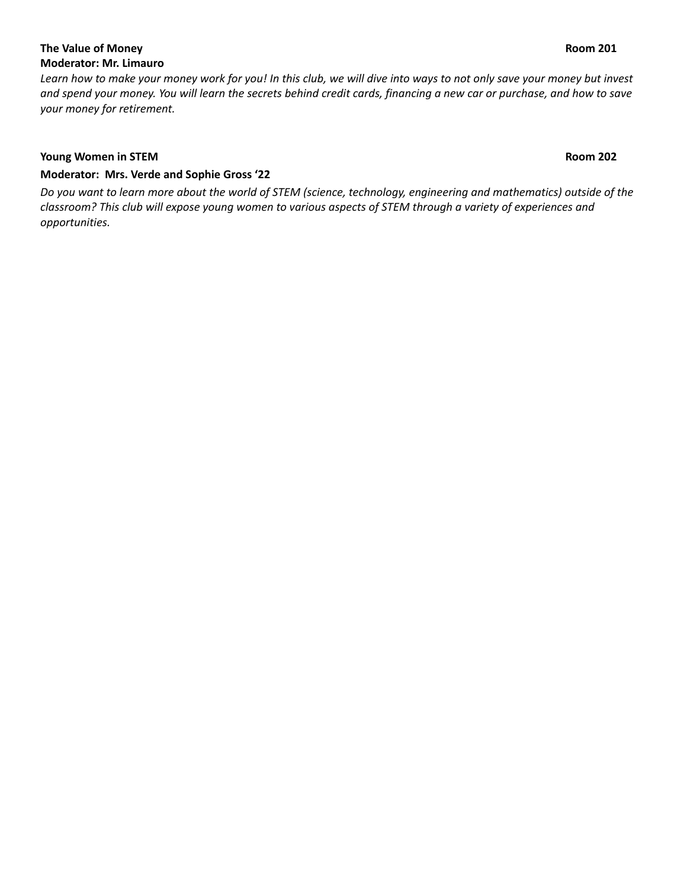**The Value of Money** **Room 201**

**Moderator: Mr. Limauro**

*Learn how to make your money work for you! In this club, we will dive into ways to not only save your money but invest and spend your money. You will learn the secrets behind credit cards, financing a new car or purchase, and how to save your money for retirement.*

**Young Women in STEM** **Room 202**

**Moderator: Mrs. Verde and Sophie Gross '22**

*Do you want to learn more about the world of STEM (science, technology, engineering and mathematics) outside of the classroom? This club will expose young women to various aspects of STEM through a variety of experiences and opportunities.*